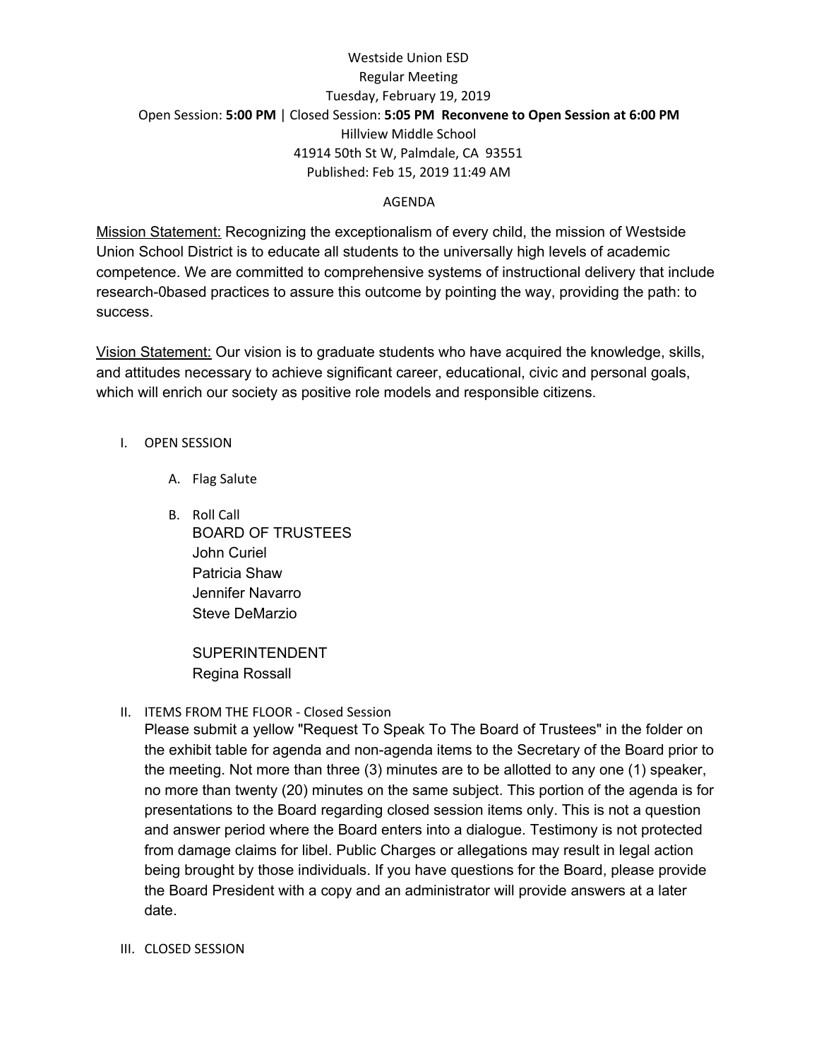Westside Union ESD
Regular Meeting
Tuesday, February 19, 2019
Open Session: **5:00 PM** | Closed Session: **5:05 PM Reconvene to Open Session at 6:00 PM**
Hillview Middle School
41914 50th St W, Palmdale, CA 93551
Published: Feb 15, 2019 11:49 AM

AGENDA

Mission Statement: Recognizing the exceptionalism of every child, the mission of Westside Union School District is to educate all students to the universally high levels of academic competence. We are committed to comprehensive systems of instructional delivery that include research-0based practices to assure this outcome by pointing the way, providing the path: to success.

Vision Statement: Our vision is to graduate students who have acquired the knowledge, skills, and attitudes necessary to achieve significant career, educational, civic and personal goals, which will enrich our society as positive role models and responsible citizens.

I. OPEN SESSION

A. Flag Salute

B. Roll Call

BOARD OF TRUSTEES
John Curiel
Patricia Shaw
Jennifer Navarro
Steve DeMarzio

SUPERINTENDENT
Regina Rossall

II. ITEMS FROM THE FLOOR - Closed Session

Please submit a yellow "Request To Speak To The Board of Trustees" in the folder on the exhibit table for agenda and non-agenda items to the Secretary of the Board prior to the meeting. Not more than three (3) minutes are to be allotted to any one (1) speaker, no more than twenty (20) minutes on the same subject. This portion of the agenda is for presentations to the Board regarding closed session items only. This is not a question and answer period where the Board enters into a dialogue. Testimony is not protected from damage claims for libel. Public Charges or allegations may result in legal action being brought by those individuals. If you have questions for the Board, please provide the Board President with a copy and an administrator will provide answers at a later date.

III. CLOSED SESSION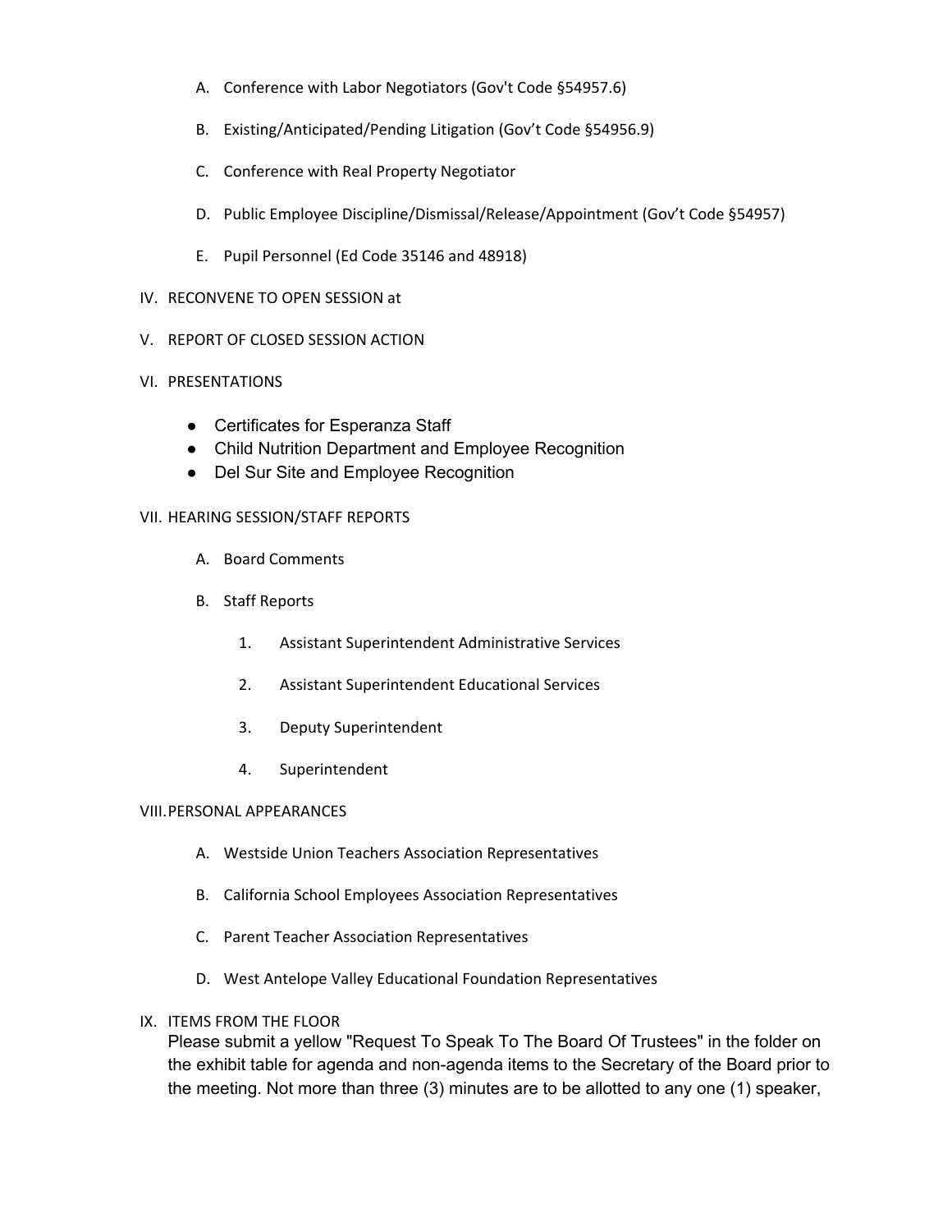A. Conference with Labor Negotiators (Gov't Code §54957.6)

B. Existing/Anticipated/Pending Litigation (Gov't Code §54956.9)

C. Conference with Real Property Negotiator

D. Public Employee Discipline/Dismissal/Release/Appointment (Gov't Code §54957)

E. Pupil Personnel (Ed Code 35146 and 48918)

IV. RECONVENE TO OPEN SESSION at

V. REPORT OF CLOSED SESSION ACTION

VI. PRESENTATIONS

- Certificates for Esperanza Staff
- Child Nutrition Department and Employee Recognition
- Del Sur Site and Employee Recognition

VII. HEARING SESSION/STAFF REPORTS

A. Board Comments

B. Staff Reports

1. Assistant Superintendent Administrative Services
2. Assistant Superintendent Educational Services
3. Deputy Superintendent
4. Superintendent

VIII. PERSONAL APPEARANCES

A. Westside Union Teachers Association Representatives

B. California School Employees Association Representatives

C. Parent Teacher Association Representatives

D. West Antelope Valley Educational Foundation Representatives

IX. ITEMS FROM THE FLOOR

Please submit a yellow "Request To Speak To The Board Of Trustees" in the folder on the exhibit table for agenda and non-agenda items to the Secretary of the Board prior to the meeting. Not more than three (3) minutes are to be allotted to any one (1) speaker,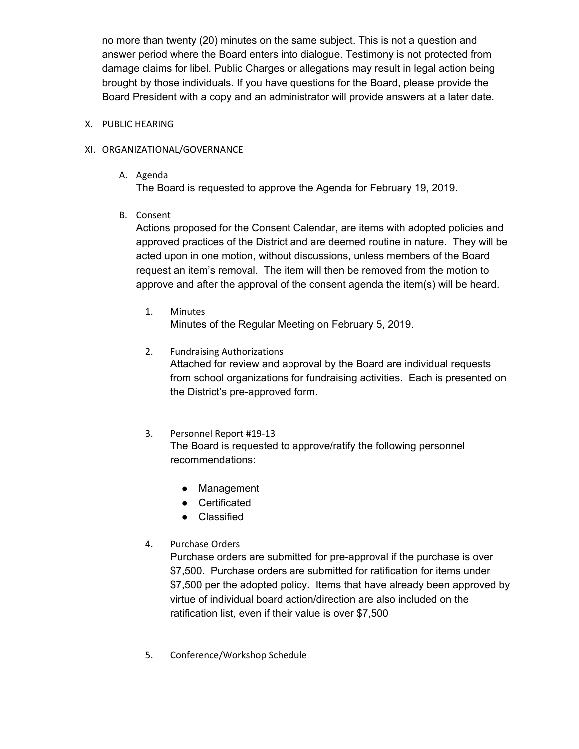no more than twenty (20) minutes on the same subject. This is not a question and answer period where the Board enters into dialogue. Testimony is not protected from damage claims for libel. Public Charges or allegations may result in legal action being brought by those individuals. If you have questions for the Board, please provide the Board President with a copy and an administrator will provide answers at a later date.

X. PUBLIC HEARING

XI. ORGANIZATIONAL/GOVERNANCE

A. Agenda

The Board is requested to approve the Agenda for February 19, 2019.

B. Consent

Actions proposed for the Consent Calendar, are items with adopted policies and approved practices of the District and are deemed routine in nature. They will be acted upon in one motion, without discussions, unless members of the Board request an item's removal. The item will then be removed from the motion to approve and after the approval of the consent agenda the item(s) will be heard.

1. Minutes

Minutes of the Regular Meeting on February 5, 2019.

2. Fundraising Authorizations

Attached for review and approval by the Board are individual requests from school organizations for fundraising activities. Each is presented on the District's pre-approved form.

3. Personnel Report #19-13

The Board is requested to approve/ratify the following personnel recommendations:

- Management
- Certificated
- Classified

4. Purchase Orders

Purchase orders are submitted for pre-approval if the purchase is over $7,500. Purchase orders are submitted for ratification for items under $7,500 per the adopted policy. Items that have already been approved by virtue of individual board action/direction are also included on the ratification list, even if their value is over $7,500

5. Conference/Workshop Schedule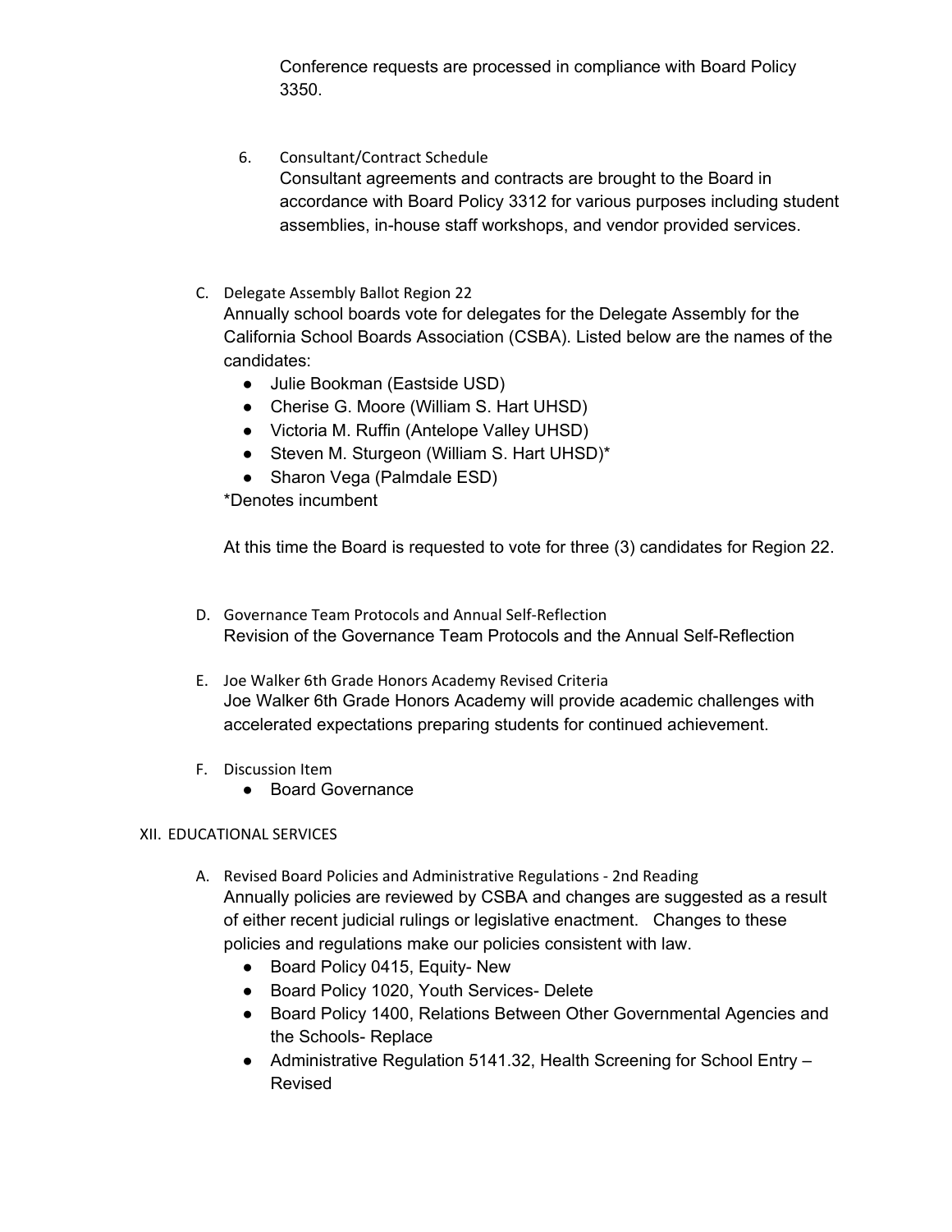Conference requests are processed in compliance with Board Policy 3350.

6. Consultant/Contract Schedule

   Consultant agreements and contracts are brought to the Board in accordance with Board Policy 3312 for various purposes including student assemblies, in-house staff workshops, and vendor provided services.

C. Delegate Assembly Ballot Region 22

   Annually school boards vote for delegates for the Delegate Assembly for the California School Boards Association (CSBA). Listed below are the names of the candidates:

   - Julie Bookman (Eastside USD)
   - Cherise G. Moore (William S. Hart UHSD)
   - Victoria M. Ruffin (Antelope Valley UHSD)
   - Steven M. Sturgeon (William S. Hart UHSD)*
   - Sharon Vega (Palmdale ESD)

   *Denotes incumbent

   At this time the Board is requested to vote for three (3) candidates for Region 22.

D. Governance Team Protocols and Annual Self-Reflection

   Revision of the Governance Team Protocols and the Annual Self-Reflection

E. Joe Walker 6th Grade Honors Academy Revised Criteria

   Joe Walker 6th Grade Honors Academy will provide academic challenges with accelerated expectations preparing students for continued achievement.

F. Discussion Item

   - Board Governance

## XII. EDUCATIONAL SERVICES

A. Revised Board Policies and Administrative Regulations - 2nd Reading

   Annually policies are reviewed by CSBA and changes are suggested as a result of either recent judicial rulings or legislative enactment. Changes to these policies and regulations make our policies consistent with law.

   - Board Policy 0415, Equity- New
   - Board Policy 1020, Youth Services- Delete
   - Board Policy 1400, Relations Between Other Governmental Agencies and the Schools- Replace
   - Administrative Regulation 5141.32, Health Screening for School Entry – Revised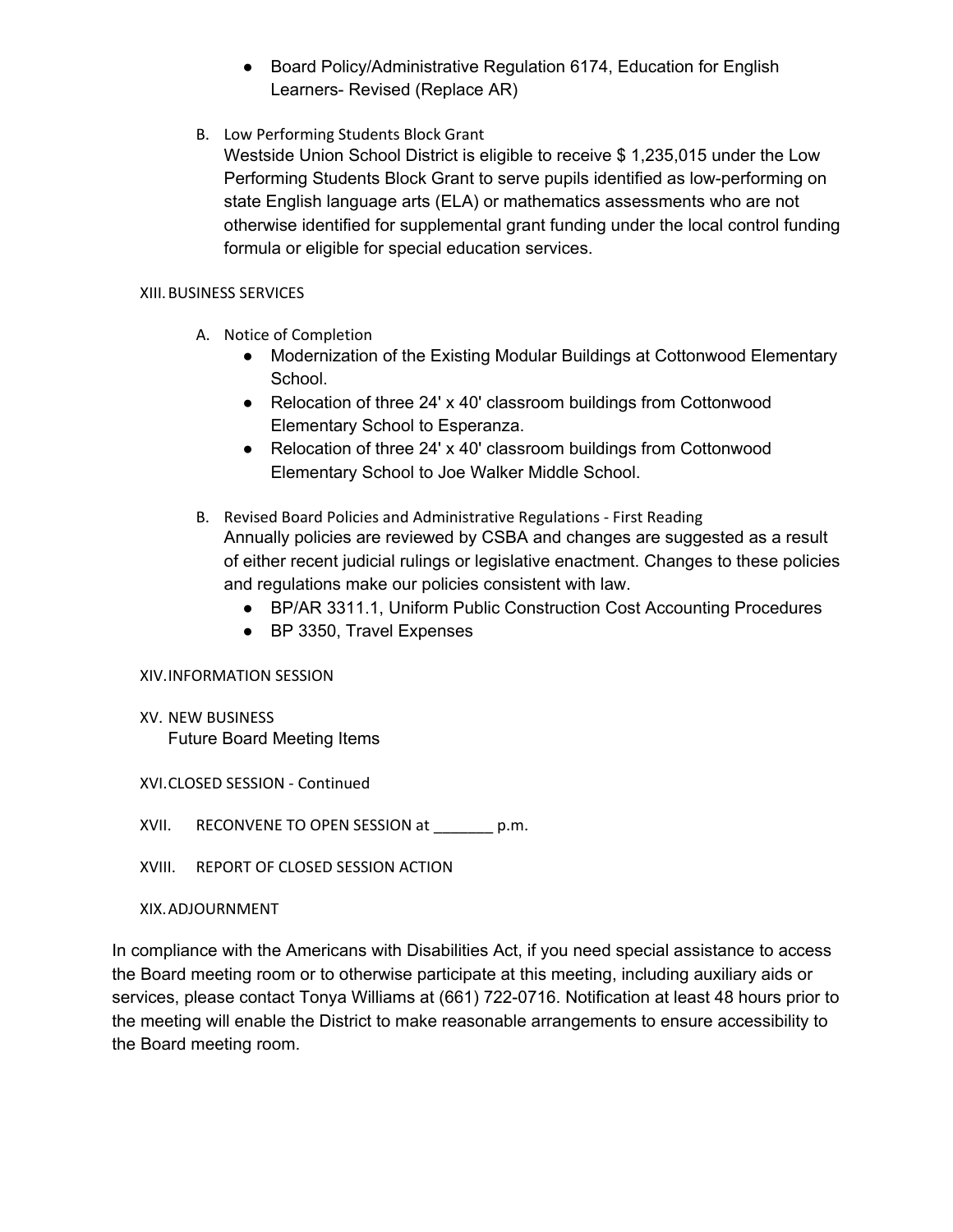- Board Policy/Administrative Regulation 6174, Education for English Learners- Revised (Replace AR)

B. Low Performing Students Block Grant

Westside Union School District is eligible to receive $ 1,235,015 under the Low Performing Students Block Grant to serve pupils identified as low-performing on state English language arts (ELA) or mathematics assessments who are not otherwise identified for supplemental grant funding under the local control funding formula or eligible for special education services.

XIII. BUSINESS SERVICES

A. Notice of Completion
   - Modernization of the Existing Modular Buildings at Cottonwood Elementary School.
   - Relocation of three 24' x 40' classroom buildings from Cottonwood Elementary School to Esperanza.
   - Relocation of three 24' x 40' classroom buildings from Cottonwood Elementary School to Joe Walker Middle School.

B. Revised Board Policies and Administrative Regulations - First Reading

Annually policies are reviewed by CSBA and changes are suggested as a result of either recent judicial rulings or legislative enactment. Changes to these policies and regulations make our policies consistent with law.
   - BP/AR 3311.1, Uniform Public Construction Cost Accounting Procedures
   - BP 3350, Travel Expenses

XIV. INFORMATION SESSION

XV. NEW BUSINESS

Future Board Meeting Items

XVI. CLOSED SESSION - Continued

XVII. RECONVENE TO OPEN SESSION at _______ p.m.

XVIII. REPORT OF CLOSED SESSION ACTION

XIX. ADJOURNMENT

In compliance with the Americans with Disabilities Act, if you need special assistance to access the Board meeting room or to otherwise participate at this meeting, including auxiliary aids or services, please contact Tonya Williams at (661) 722-0716. Notification at least 48 hours prior to the meeting will enable the District to make reasonable arrangements to ensure accessibility to the Board meeting room.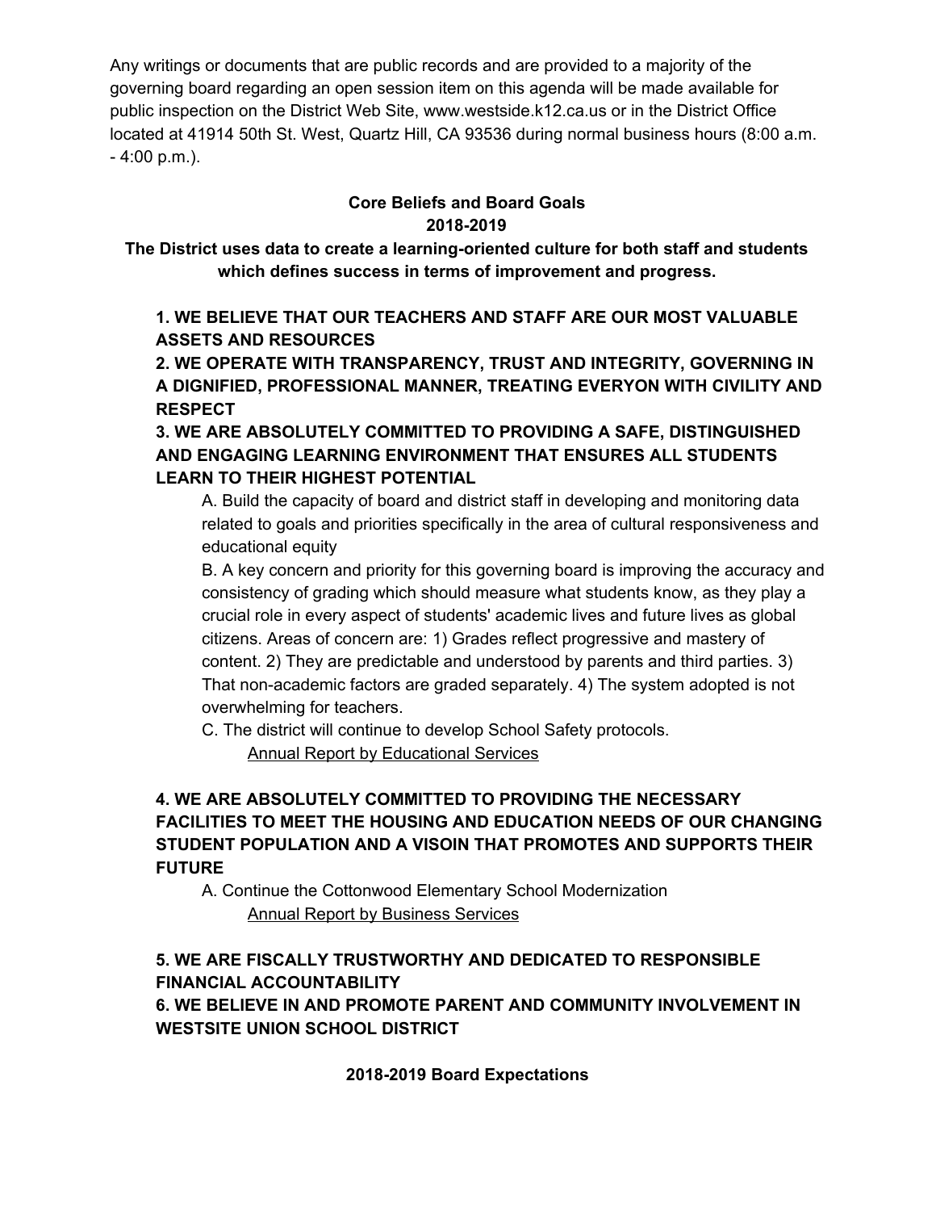Any writings or documents that are public records and are provided to a majority of the governing board regarding an open session item on this agenda will be made available for public inspection on the District Web Site, www.westside.k12.ca.us or in the District Office located at 41914 50th St. West, Quartz Hill, CA 93536 during normal business hours (8:00 a.m. - 4:00 p.m.).

**Core Beliefs and Board Goals**
**2018-2019**

**The District uses data to create a learning-oriented culture for both staff and students which defines success in terms of improvement and progress.**

**1. WE BELIEVE THAT OUR TEACHERS AND STAFF ARE OUR MOST VALUABLE ASSETS AND RESOURCES**

**2. WE OPERATE WITH TRANSPARENCY, TRUST AND INTEGRITY, GOVERNING IN A DIGNIFIED, PROFESSIONAL MANNER, TREATING EVERYON WITH CIVILITY AND RESPECT**

**3. WE ARE ABSOLUTELY COMMITTED TO PROVIDING A SAFE, DISTINGUISHED AND ENGAGING LEARNING ENVIRONMENT THAT ENSURES ALL STUDENTS LEARN TO THEIR HIGHEST POTENTIAL**

A. Build the capacity of board and district staff in developing and monitoring data related to goals and priorities specifically in the area of cultural responsiveness and educational equity

B. A key concern and priority for this governing board is improving the accuracy and consistency of grading which should measure what students know, as they play a crucial role in every aspect of students' academic lives and future lives as global citizens. Areas of concern are: 1) Grades reflect progressive and mastery of content. 2) They are predictable and understood by parents and third parties. 3) That non-academic factors are graded separately. 4) The system adopted is not overwhelming for teachers.

C. The district will continue to develop School Safety protocols.

Annual Report by Educational Services

**4. WE ARE ABSOLUTELY COMMITTED TO PROVIDING THE NECESSARY FACILITIES TO MEET THE HOUSING AND EDUCATION NEEDS OF OUR CHANGING STUDENT POPULATION AND A VISOIN THAT PROMOTES AND SUPPORTS THEIR FUTURE**

A. Continue the Cottonwood Elementary School Modernization

Annual Report by Business Services

**5. WE ARE FISCALLY TRUSTWORTHY AND DEDICATED TO RESPONSIBLE FINANCIAL ACCOUNTABILITY**

**6. WE BELIEVE IN AND PROMOTE PARENT AND COMMUNITY INVOLVEMENT IN WESTSITE UNION SCHOOL DISTRICT**

**2018-2019 Board Expectations**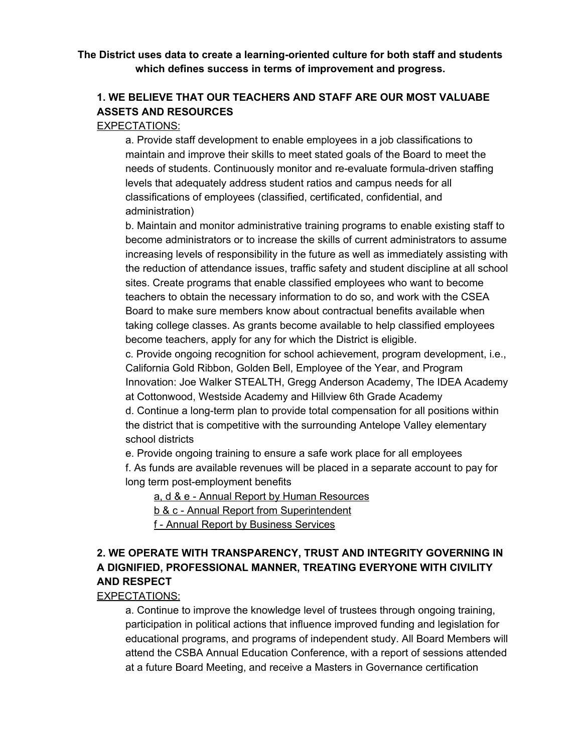**The District uses data to create a learning-oriented culture for both staff and students which defines success in terms of improvement and progress.**

## 1. WE BELIEVE THAT OUR TEACHERS AND STAFF ARE OUR MOST VALUABE ASSETS AND RESOURCES

EXPECTATIONS:

a. Provide staff development to enable employees in a job classifications to maintain and improve their skills to meet stated goals of the Board to meet the needs of students. Continuously monitor and re-evaluate formula-driven staffing levels that adequately address student ratios and campus needs for all classifications of employees (classified, certificated, confidential, and administration)

b. Maintain and monitor administrative training programs to enable existing staff to become administrators or to increase the skills of current administrators to assume increasing levels of responsibility in the future as well as immediately assisting with the reduction of attendance issues, traffic safety and student discipline at all school sites. Create programs that enable classified employees who want to become teachers to obtain the necessary information to do so, and work with the CSEA Board to make sure members know about contractual benefits available when taking college classes. As grants become available to help classified employees become teachers, apply for any for which the District is eligible.

c. Provide ongoing recognition for school achievement, program development, i.e., California Gold Ribbon, Golden Bell, Employee of the Year, and Program Innovation: Joe Walker STEALTH, Gregg Anderson Academy, The IDEA Academy at Cottonwood, Westside Academy and Hillview 6th Grade Academy

d. Continue a long-term plan to provide total compensation for all positions within the district that is competitive with the surrounding Antelope Valley elementary school districts

e. Provide ongoing training to ensure a safe work place for all employees

f. As funds are available revenues will be placed in a separate account to pay for long term post-employment benefits

a, d & e - Annual Report by Human Resources
b & c - Annual Report from Superintendent
f - Annual Report by Business Services

## 2. WE OPERATE WITH TRANSPARENCY, TRUST AND INTEGRITY GOVERNING IN A DIGNIFIED, PROFESSIONAL MANNER, TREATING EVERYONE WITH CIVILITY AND RESPECT

EXPECTATIONS:

a. Continue to improve the knowledge level of trustees through ongoing training, participation in political actions that influence improved funding and legislation for educational programs, and programs of independent study. All Board Members will attend the CSBA Annual Education Conference, with a report of sessions attended at a future Board Meeting, and receive a Masters in Governance certification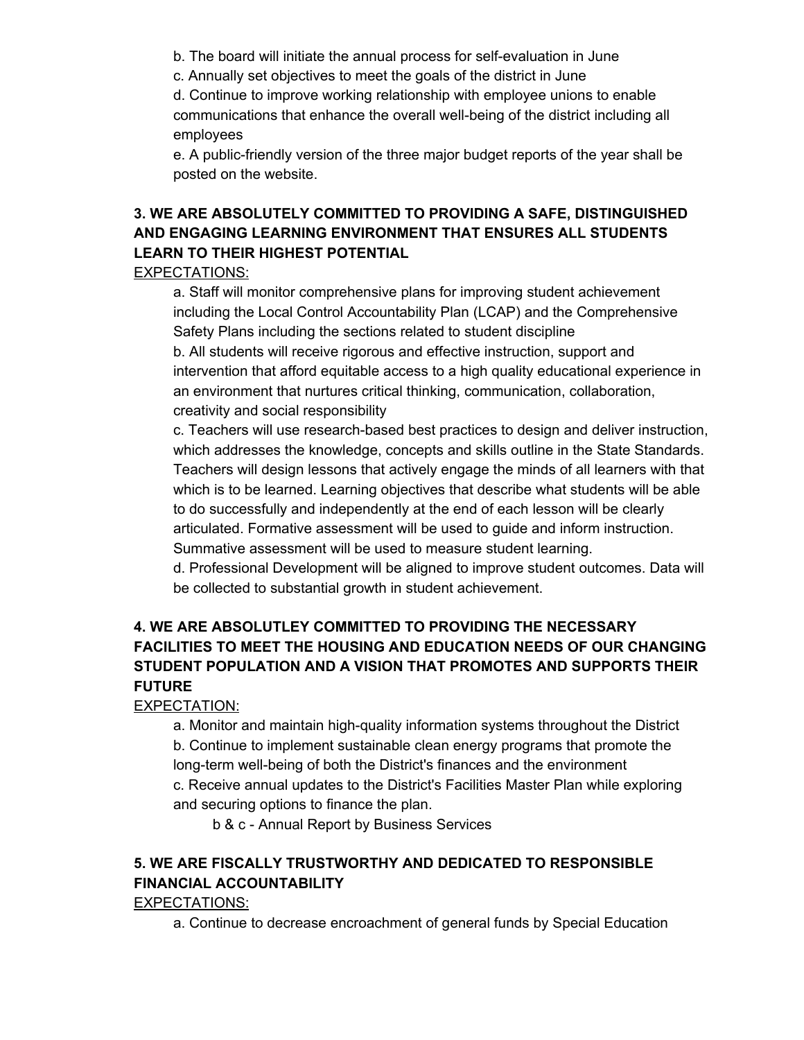b. The board will initiate the annual process for self-evaluation in June

c. Annually set objectives to meet the goals of the district in June

d. Continue to improve working relationship with employee unions to enable communications that enhance the overall well-being of the district including all employees

e. A public-friendly version of the three major budget reports of the year shall be posted on the website.

**3. WE ARE ABSOLUTELY COMMITTED TO PROVIDING A SAFE, DISTINGUISHED AND ENGAGING LEARNING ENVIRONMENT THAT ENSURES ALL STUDENTS LEARN TO THEIR HIGHEST POTENTIAL**

<u>EXPECTATIONS:</u>

a. Staff will monitor comprehensive plans for improving student achievement including the Local Control Accountability Plan (LCAP) and the Comprehensive Safety Plans including the sections related to student discipline

b. All students will receive rigorous and effective instruction, support and intervention that afford equitable access to a high quality educational experience in an environment that nurtures critical thinking, communication, collaboration, creativity and social responsibility

c. Teachers will use research-based best practices to design and deliver instruction, which addresses the knowledge, concepts and skills outline in the State Standards. Teachers will design lessons that actively engage the minds of all learners with that which is to be learned. Learning objectives that describe what students will be able to do successfully and independently at the end of each lesson will be clearly articulated. Formative assessment will be used to guide and inform instruction. Summative assessment will be used to measure student learning.

d. Professional Development will be aligned to improve student outcomes. Data will be collected to substantial growth in student achievement.

**4. WE ARE ABSOLUTLEY COMMITTED TO PROVIDING THE NECESSARY FACILITIES TO MEET THE HOUSING AND EDUCATION NEEDS OF OUR CHANGING STUDENT POPULATION AND A VISION THAT PROMOTES AND SUPPORTS THEIR FUTURE**

<u>EXPECTATION:</u>

a. Monitor and maintain high-quality information systems throughout the District

b. Continue to implement sustainable clean energy programs that promote the long-term well-being of both the District's finances and the environment

c. Receive annual updates to the District's Facilities Master Plan while exploring and securing options to finance the plan.

b & c - Annual Report by Business Services

**5. WE ARE FISCALLY TRUSTWORTHY AND DEDICATED TO RESPONSIBLE FINANCIAL ACCOUNTABILITY**

<u>EXPECTATIONS:</u>

a. Continue to decrease encroachment of general funds by Special Education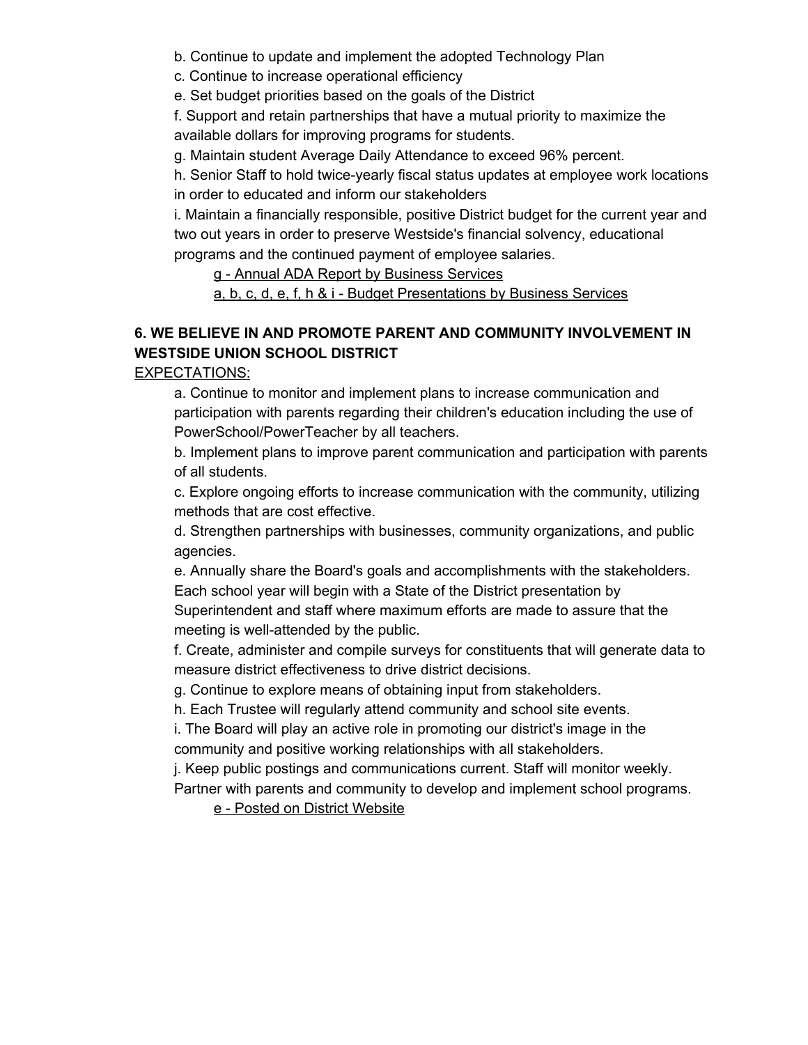b. Continue to update and implement the adopted Technology Plan

c. Continue to increase operational efficiency

e. Set budget priorities based on the goals of the District

f. Support and retain partnerships that have a mutual priority to maximize the available dollars for improving programs for students.

g. Maintain student Average Daily Attendance to exceed 96% percent.

h. Senior Staff to hold twice-yearly fiscal status updates at employee work locations in order to educated and inform our stakeholders

i. Maintain a financially responsible, positive District budget for the current year and two out years in order to preserve Westside's financial solvency, educational programs and the continued payment of employee salaries.

g - Annual ADA Report by Business Services

a, b, c, d, e, f, h & i - Budget Presentations by Business Services

**6. WE BELIEVE IN AND PROMOTE PARENT AND COMMUNITY INVOLVEMENT IN WESTSIDE UNION SCHOOL DISTRICT**

EXPECTATIONS:

a. Continue to monitor and implement plans to increase communication and participation with parents regarding their children's education including the use of PowerSchool/PowerTeacher by all teachers.

b. Implement plans to improve parent communication and participation with parents of all students.

c. Explore ongoing efforts to increase communication with the community, utilizing methods that are cost effective.

d. Strengthen partnerships with businesses, community organizations, and public agencies.

e. Annually share the Board's goals and accomplishments with the stakeholders. Each school year will begin with a State of the District presentation by Superintendent and staff where maximum efforts are made to assure that the meeting is well-attended by the public.

f. Create, administer and compile surveys for constituents that will generate data to measure district effectiveness to drive district decisions.

g. Continue to explore means of obtaining input from stakeholders.

h. Each Trustee will regularly attend community and school site events.

i. The Board will play an active role in promoting our district's image in the community and positive working relationships with all stakeholders.

j. Keep public postings and communications current. Staff will monitor weekly. Partner with parents and community to develop and implement school programs.

e - Posted on District Website